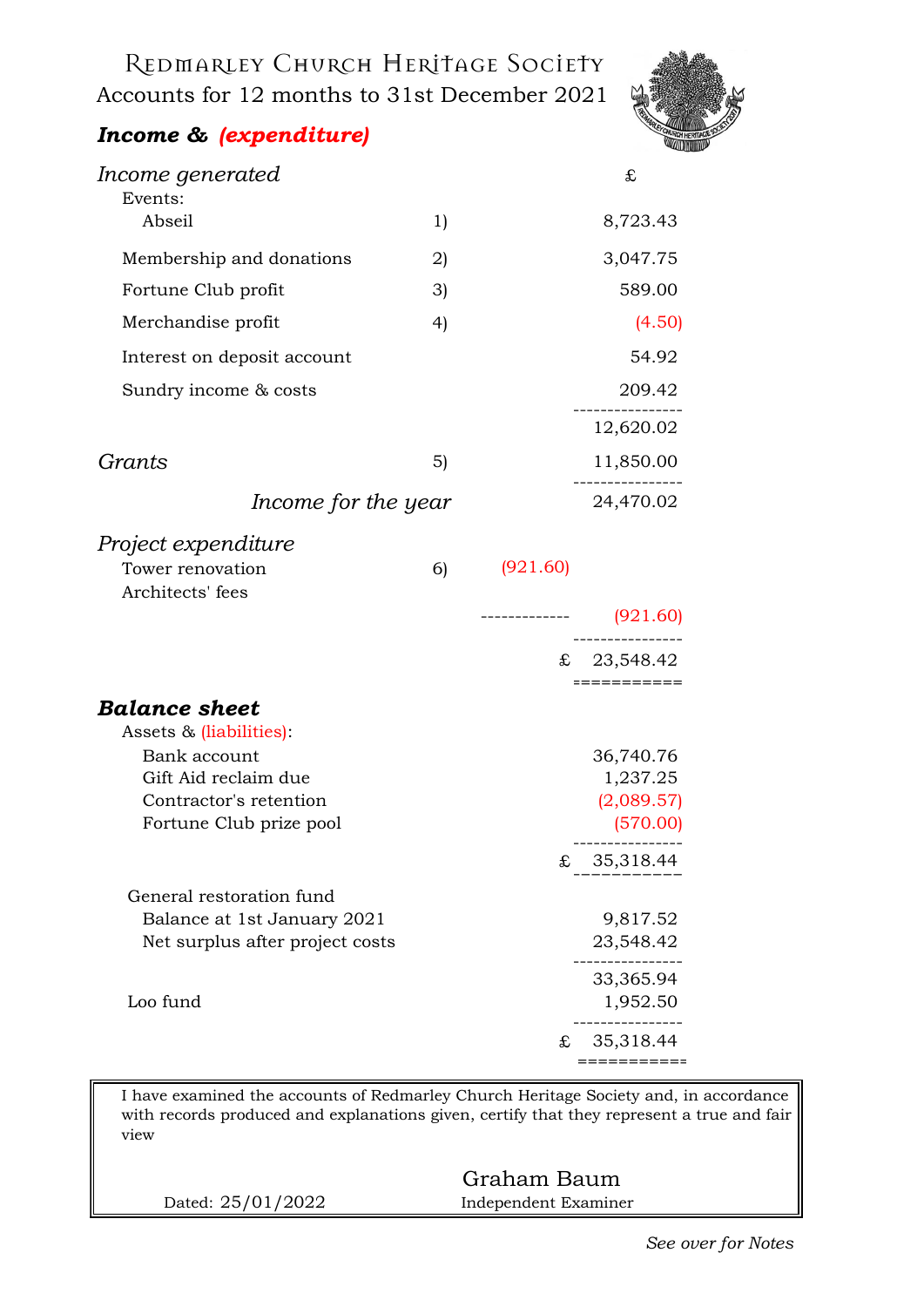# Redmarley Church Heritage Society

## Accounts for 12 months to 31st December 2021

### *Income & (expenditure)*

| | Note | | £ |
|---|---|---|---|
| ***Income generated*** | | | |
| Events: | | | |
| Abseil | 1) | | 8,723.43 |
| Membership and donations | 2) | | 3,047.75 |
| Fortune Club profit | 3) | | 589.00 |
| Merchandise profit | 4) | | (4.50) |
| Interest on deposit account | | | 54.92 |
| Sundry income & costs | | | 209.42 |
| | | | 12,620.02 |
| ***Grants*** | 5) | | 11,850.00 |
| *Income for the year* | | | 24,470.02 |
| ***Project expenditure*** | | | |
| Tower renovation | 6) | (921.60) | |
| Architects' fees | | | |
| | | | (921.60) |
| | | | £ 23,548.42 |

### *Balance sheet*

| | £ |
|---|---|
| Assets & (liabilities): | |
| Bank account | 36,740.76 |
| Gift Aid reclaim due | 1,237.25 |
| Contractor's retention | (2,089.57) |
| Fortune Club prize pool | (570.00) |
| | £ 35,318.44 |
| General restoration fund | |
| Balance at 1st January 2021 | 9,817.52 |
| Net surplus after project costs | 23,548.42 |
| | 33,365.94 |
| Loo fund | 1,952.50 |
| | £ 35,318.44 |

I have examined the accounts of Redmarley Church Heritage Society and, in accordance with records produced and explanations given, certify that they represent a true and fair view

Dated: 25/01/2022

Graham Baum
Independent Examiner

*See over for Notes*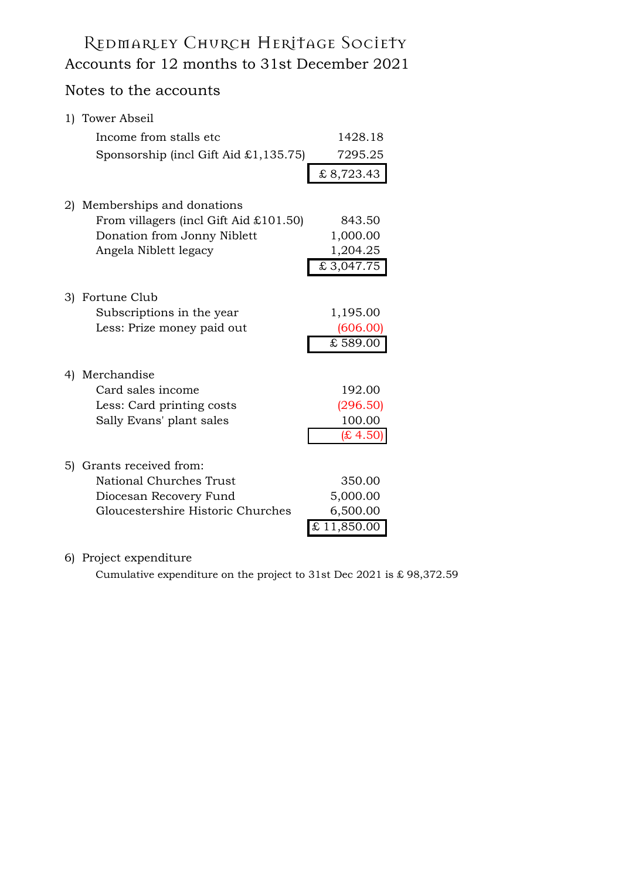# Redmarley Church Heritage Society

## Accounts for 12 months to 31st December 2021

### Notes to the accounts

1) Tower Abseil

| | |
|---|---|
| Income from stalls etc | 1428.18 |
| Sponsorship (incl Gift Aid £1,135.75) | 7295.25 |
| | £ 8,723.43 |

2) Memberships and donations

| | |
|---|---|
| From villagers (incl Gift Aid £101.50) | 843.50 |
| Donation from Jonny Niblett | 1,000.00 |
| Angela Niblett legacy | 1,204.25 |
| | £ 3,047.75 |

3) Fortune Club

| | |
|---|---|
| Subscriptions in the year | 1,195.00 |
| Less: Prize money paid out | (606.00) |
| | £ 589.00 |

4) Merchandise

| | |
|---|---|
| Card sales income | 192.00 |
| Less: Card printing costs | (296.50) |
| Sally Evans' plant sales | 100.00 |
| | (£ 4.50) |

5) Grants received from:

| | |
|---|---|
| National Churches Trust | 350.00 |
| Diocesan Recovery Fund | 5,000.00 |
| Gloucestershire Historic Churches | 6,500.00 |
| | £ 11,850.00 |

6) Project expenditure

Cumulative expenditure on the project to 31st Dec 2021 is £ 98,372.59